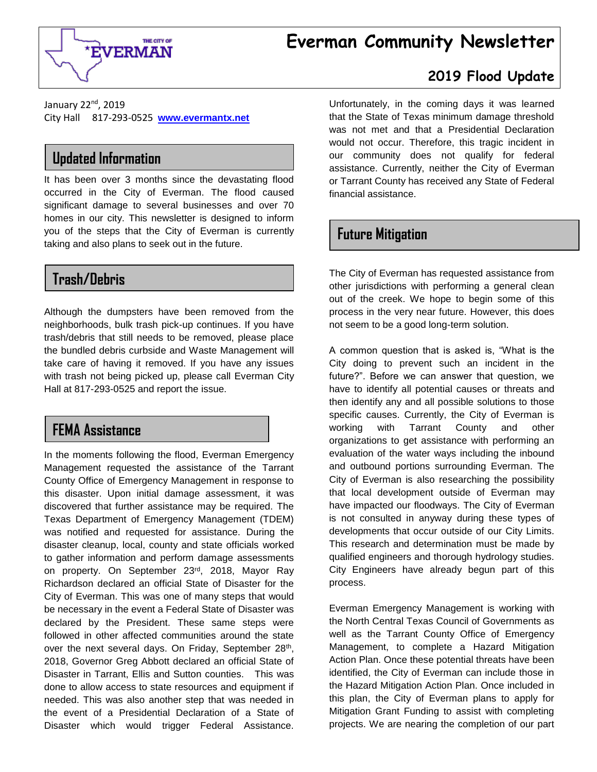# Everman Community Newsletter

## 2019 Flood Update

January 22nd, 2019
City Hall 817-293-0525 **www.evermantx.net**

## Updated Information

It has been over 3 months since the devastating flood occurred in the City of Everman. The flood caused significant damage to several businesses and over 70 homes in our city. This newsletter is designed to inform you of the steps that the City of Everman is currently taking and also plans to seek out in the future.

## Trash/Debris

Although the dumpsters have been removed from the neighborhoods, bulk trash pick-up continues. If you have trash/debris that still needs to be removed, please place the bundled debris curbside and Waste Management will take care of having it removed. If you have any issues with trash not being picked up, please call Everman City Hall at 817-293-0525 and report the issue.

## FEMA Assistance

In the moments following the flood, Everman Emergency Management requested the assistance of the Tarrant County Office of Emergency Management in response to this disaster. Upon initial damage assessment, it was discovered that further assistance may be required. The Texas Department of Emergency Management (TDEM) was notified and requested for assistance. During the disaster cleanup, local, county and state officials worked to gather information and perform damage assessments on property. On September 23rd, 2018, Mayor Ray Richardson declared an official State of Disaster for the City of Everman. This was one of many steps that would be necessary in the event a Federal State of Disaster was declared by the President. These same steps were followed in other affected communities around the state over the next several days. On Friday, September 28th, 2018, Governor Greg Abbott declared an official State of Disaster in Tarrant, Ellis and Sutton counties. This was done to allow access to state resources and equipment if needed. This was also another step that was needed in the event of a Presidential Declaration of a State of Disaster which would trigger Federal Assistance. Unfortunately, in the coming days it was learned that the State of Texas minimum damage threshold was not met and that a Presidential Declaration would not occur. Therefore, this tragic incident in our community does not qualify for federal assistance. Currently, neither the City of Everman or Tarrant County has received any State of Federal financial assistance.

## Future Mitigation

The City of Everman has requested assistance from other jurisdictions with performing a general clean out of the creek. We hope to begin some of this process in the very near future. However, this does not seem to be a good long-term solution.

A common question that is asked is, "What is the City doing to prevent such an incident in the future?". Before we can answer that question, we have to identify all potential causes or threats and then identify any and all possible solutions to those specific causes. Currently, the City of Everman is working with Tarrant County and other organizations to get assistance with performing an evaluation of the water ways including the inbound and outbound portions surrounding Everman. The City of Everman is also researching the possibility that local development outside of Everman may have impacted our floodways. The City of Everman is not consulted in anyway during these types of developments that occur outside of our City Limits. This research and determination must be made by qualified engineers and thorough hydrology studies. City Engineers have already begun part of this process.

Everman Emergency Management is working with the North Central Texas Council of Governments as well as the Tarrant County Office of Emergency Management, to complete a Hazard Mitigation Action Plan. Once these potential threats have been identified, the City of Everman can include those in the Hazard Mitigation Action Plan. Once included in this plan, the City of Everman plans to apply for Mitigation Grant Funding to assist with completing projects. We are nearing the completion of our part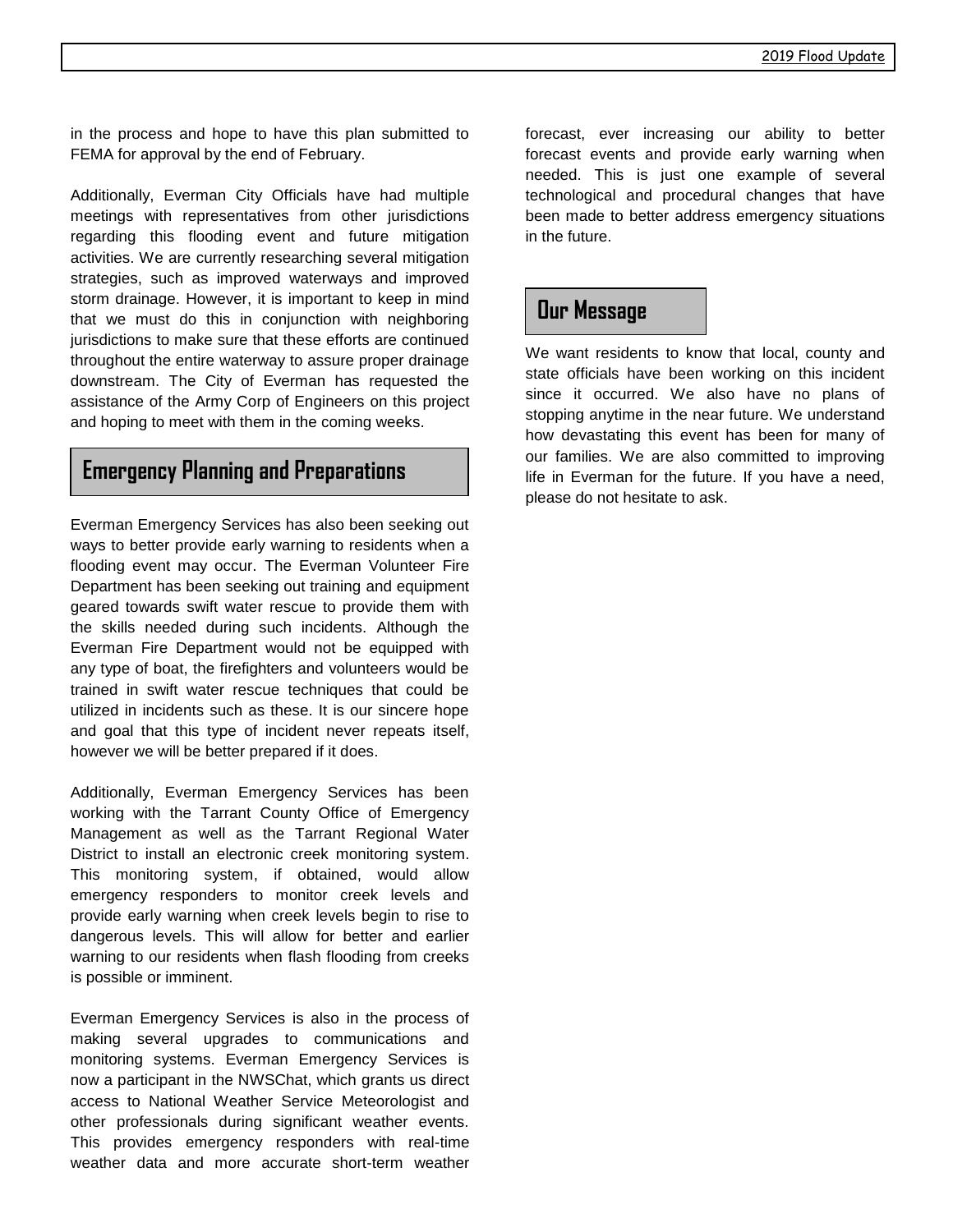in the process and hope to have this plan submitted to FEMA for approval by the end of February.

Additionally, Everman City Officials have had multiple meetings with representatives from other jurisdictions regarding this flooding event and future mitigation activities. We are currently researching several mitigation strategies, such as improved waterways and improved storm drainage. However, it is important to keep in mind that we must do this in conjunction with neighboring jurisdictions to make sure that these efforts are continued throughout the entire waterway to assure proper drainage downstream. The City of Everman has requested the assistance of the Army Corp of Engineers on this project and hoping to meet with them in the coming weeks.

## Emergency Planning and Preparations

Everman Emergency Services has also been seeking out ways to better provide early warning to residents when a flooding event may occur. The Everman Volunteer Fire Department has been seeking out training and equipment geared towards swift water rescue to provide them with the skills needed during such incidents. Although the Everman Fire Department would not be equipped with any type of boat, the firefighters and volunteers would be trained in swift water rescue techniques that could be utilized in incidents such as these. It is our sincere hope and goal that this type of incident never repeats itself, however we will be better prepared if it does.

Additionally, Everman Emergency Services has been working with the Tarrant County Office of Emergency Management as well as the Tarrant Regional Water District to install an electronic creek monitoring system. This monitoring system, if obtained, would allow emergency responders to monitor creek levels and provide early warning when creek levels begin to rise to dangerous levels. This will allow for better and earlier warning to our residents when flash flooding from creeks is possible or imminent.

Everman Emergency Services is also in the process of making several upgrades to communications and monitoring systems. Everman Emergency Services is now a participant in the NWSChat, which grants us direct access to National Weather Service Meteorologist and other professionals during significant weather events. This provides emergency responders with real-time weather data and more accurate short-term weather forecast, ever increasing our ability to better forecast events and provide early warning when needed. This is just one example of several technological and procedural changes that have been made to better address emergency situations in the future.

## Our Message

We want residents to know that local, county and state officials have been working on this incident since it occurred. We also have no plans of stopping anytime in the near future. We understand how devastating this event has been for many of our families. We are also committed to improving life in Everman for the future. If you have a need, please do not hesitate to ask.